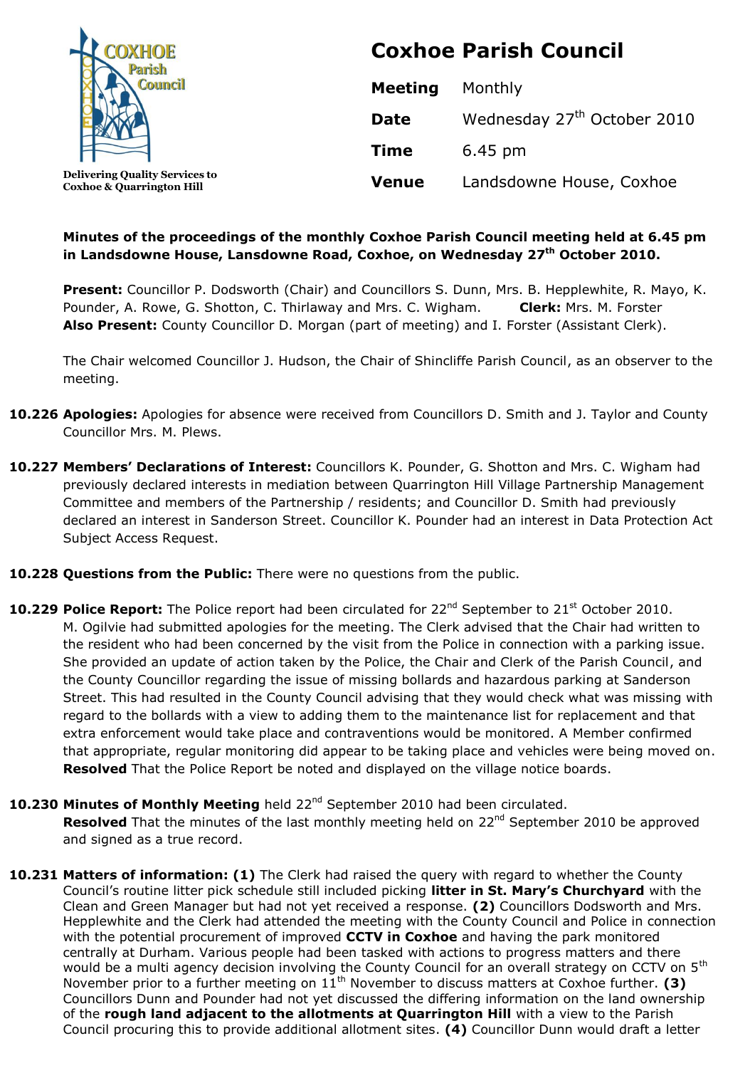COXHOE Parish Council

Delivering Quality Services to Coxhoe & Quarrington Hill

# Coxhoe Parish Council

| | |
|---|---|
| **Meeting** | Monthly |
| **Date** | Wednesday 27th October 2010 |
| **Time** | 6.45 pm |
| **Venue** | Landsdowne House, Coxhoe |

**Minutes of the proceedings of the monthly Coxhoe Parish Council meeting held at 6.45 pm in Landsdowne House, Lansdowne Road, Coxhoe, on Wednesday 27th October 2010.**

**Present:** Councillor P. Dodsworth (Chair) and Councillors S. Dunn, Mrs. B. Hepplewhite, R. Mayo, K. Pounder, A. Rowe, G. Shotton, C. Thirlaway and Mrs. C. Wigham. **Clerk:** Mrs. M. Forster
**Also Present:** County Councillor D. Morgan (part of meeting) and I. Forster (Assistant Clerk).

The Chair welcomed Councillor J. Hudson, the Chair of Shincliffe Parish Council, as an observer to the meeting.

**10.226 Apologies:** Apologies for absence were received from Councillors D. Smith and J. Taylor and County Councillor Mrs. M. Plews.

**10.227 Members' Declarations of Interest:** Councillors K. Pounder, G. Shotton and Mrs. C. Wigham had previously declared interests in mediation between Quarrington Hill Village Partnership Management Committee and members of the Partnership / residents; and Councillor D. Smith had previously declared an interest in Sanderson Street. Councillor K. Pounder had an interest in Data Protection Act Subject Access Request.

**10.228 Questions from the Public:** There were no questions from the public.

**10.229 Police Report:** The Police report had been circulated for 22nd September to 21st October 2010. M. Ogilvie had submitted apologies for the meeting. The Clerk advised that the Chair had written to the resident who had been concerned by the visit from the Police in connection with a parking issue. She provided an update of action taken by the Police, the Chair and Clerk of the Parish Council, and the County Councillor regarding the issue of missing bollards and hazardous parking at Sanderson Street. This had resulted in the County Council advising that they would check what was missing with regard to the bollards with a view to adding them to the maintenance list for replacement and that extra enforcement would take place and contraventions would be monitored. A Member confirmed that appropriate, regular monitoring did appear to be taking place and vehicles were being moved on. **Resolved** That the Police Report be noted and displayed on the village notice boards.

**10.230 Minutes of Monthly Meeting** held 22nd September 2010 had been circulated. **Resolved** That the minutes of the last monthly meeting held on 22nd September 2010 be approved and signed as a true record.

**10.231 Matters of information: (1)** The Clerk had raised the query with regard to whether the County Council's routine litter pick schedule still included picking **litter in St. Mary's Churchyard** with the Clean and Green Manager but had not yet received a response. **(2)** Councillors Dodsworth and Mrs. Hepplewhite and the Clerk had attended the meeting with the County Council and Police in connection with the potential procurement of improved **CCTV in Coxhoe** and having the park monitored centrally at Durham. Various people had been tasked with actions to progress matters and there would be a multi agency decision involving the County Council for an overall strategy on CCTV on 5th November prior to a further meeting on 11th November to discuss matters at Coxhoe further. **(3)** Councillors Dunn and Pounder had not yet discussed the differing information on the land ownership of the **rough land adjacent to the allotments at Quarrington Hill** with a view to the Parish Council procuring this to provide additional allotment sites. **(4)** Councillor Dunn would draft a letter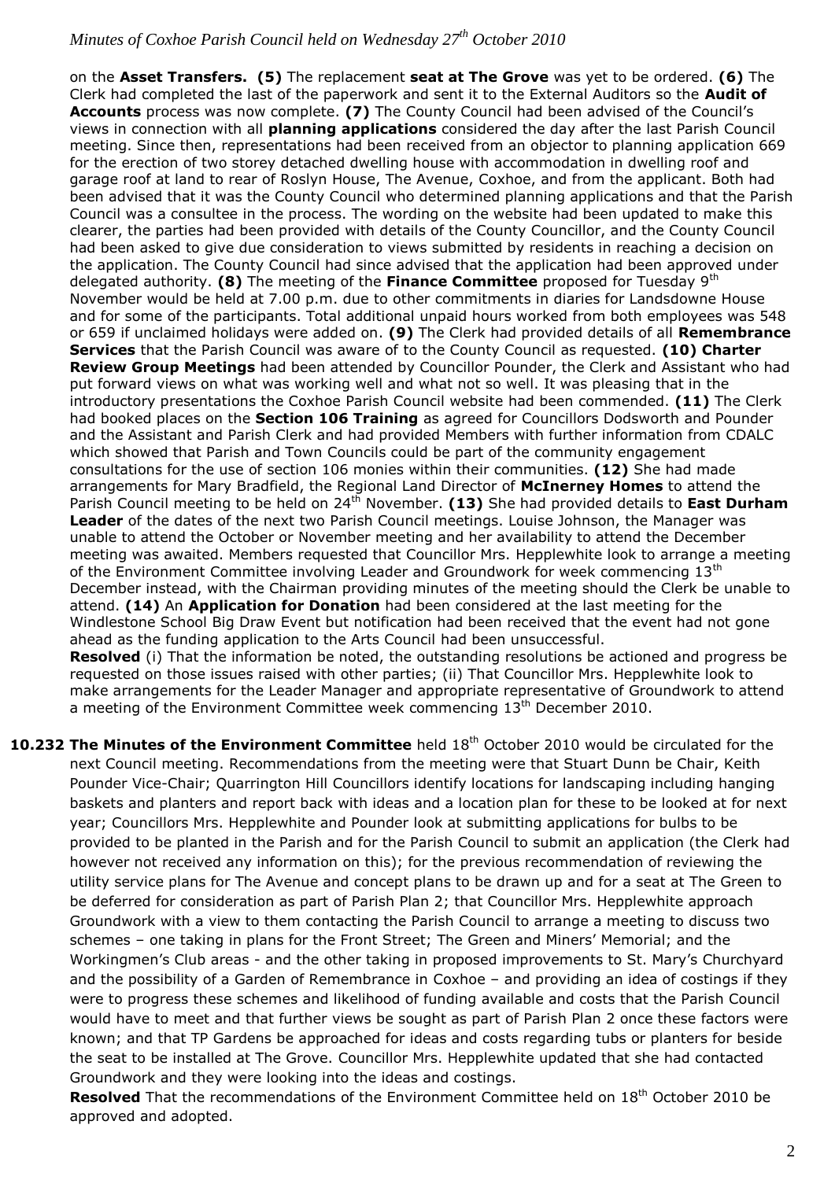on the **Asset Transfers. (5)** The replacement **seat at The Grove** was yet to be ordered. **(6)** The Clerk had completed the last of the paperwork and sent it to the External Auditors so the **Audit of Accounts** process was now complete. **(7)** The County Council had been advised of the Council's views in connection with all **planning applications** considered the day after the last Parish Council meeting. Since then, representations had been received from an objector to planning application 669 for the erection of two storey detached dwelling house with accommodation in dwelling roof and garage roof at land to rear of Roslyn House, The Avenue, Coxhoe, and from the applicant. Both had been advised that it was the County Council who determined planning applications and that the Parish Council was a consultee in the process. The wording on the website had been updated to make this clearer, the parties had been provided with details of the County Councillor, and the County Council had been asked to give due consideration to views submitted by residents in reaching a decision on the application. The County Council had since advised that the application had been approved under delegated authority. **(8)** The meeting of the **Finance Committee** proposed for Tuesday 9th November would be held at 7.00 p.m. due to other commitments in diaries for Landsdowne House and for some of the participants. Total additional unpaid hours worked from both employees was 548 or 659 if unclaimed holidays were added on. **(9)** The Clerk had provided details of all **Remembrance Services** that the Parish Council was aware of to the County Council as requested. **(10) Charter Review Group Meetings** had been attended by Councillor Pounder, the Clerk and Assistant who had put forward views on what was working well and what not so well. It was pleasing that in the introductory presentations the Coxhoe Parish Council website had been commended. **(11)** The Clerk had booked places on the **Section 106 Training** as agreed for Councillors Dodsworth and Pounder and the Assistant and Parish Clerk and had provided Members with further information from CDALC which showed that Parish and Town Councils could be part of the community engagement consultations for the use of section 106 monies within their communities. **(12)** She had made arrangements for Mary Bradfield, the Regional Land Director of **McInerney Homes** to attend the Parish Council meeting to be held on 24th November. **(13)** She had provided details to **East Durham Leader** of the dates of the next two Parish Council meetings. Louise Johnson, the Manager was unable to attend the October or November meeting and her availability to attend the December meeting was awaited. Members requested that Councillor Mrs. Hepplewhite look to arrange a meeting of the Environment Committee involving Leader and Groundwork for week commencing 13th December instead, with the Chairman providing minutes of the meeting should the Clerk be unable to attend. **(14)** An **Application for Donation** had been considered at the last meeting for the Windlestone School Big Draw Event but notification had been received that the event had not gone ahead as the funding application to the Arts Council had been unsuccessful.

**Resolved** (i) That the information be noted, the outstanding resolutions be actioned and progress be requested on those issues raised with other parties; (ii) That Councillor Mrs. Hepplewhite look to make arrangements for the Leader Manager and appropriate representative of Groundwork to attend a meeting of the Environment Committee week commencing 13th December 2010.

**10.232 The Minutes of the Environment Committee** held 18th October 2010 would be circulated for the next Council meeting. Recommendations from the meeting were that Stuart Dunn be Chair, Keith Pounder Vice-Chair; Quarrington Hill Councillors identify locations for landscaping including hanging baskets and planters and report back with ideas and a location plan for these to be looked at for next year; Councillors Mrs. Hepplewhite and Pounder look at submitting applications for bulbs to be provided to be planted in the Parish and for the Parish Council to submit an application (the Clerk had however not received any information on this); for the previous recommendation of reviewing the utility service plans for The Avenue and concept plans to be drawn up and for a seat at The Green to be deferred for consideration as part of Parish Plan 2; that Councillor Mrs. Hepplewhite approach Groundwork with a view to them contacting the Parish Council to arrange a meeting to discuss two schemes – one taking in plans for the Front Street; The Green and Miners' Memorial; and the Workingmen's Club areas - and the other taking in proposed improvements to St. Mary's Churchyard and the possibility of a Garden of Remembrance in Coxhoe – and providing an idea of costings if they were to progress these schemes and likelihood of funding available and costs that the Parish Council would have to meet and that further views be sought as part of Parish Plan 2 once these factors were known; and that TP Gardens be approached for ideas and costs regarding tubs or planters for beside the seat to be installed at The Grove. Councillor Mrs. Hepplewhite updated that she had contacted Groundwork and they were looking into the ideas and costings.

**Resolved** That the recommendations of the Environment Committee held on 18th October 2010 be approved and adopted.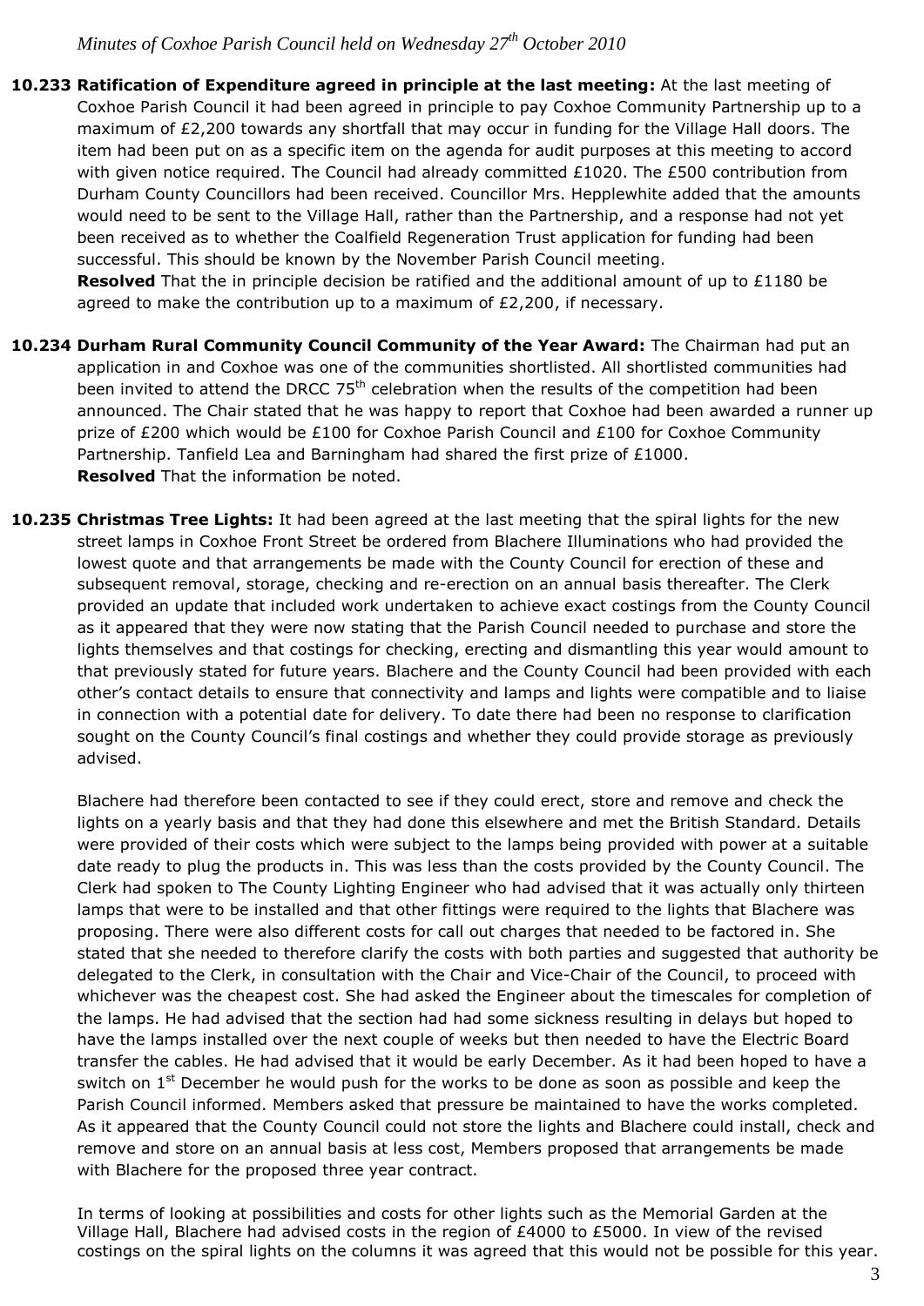**10.233 Ratification of Expenditure agreed in principle at the last meeting:** At the last meeting of Coxhoe Parish Council it had been agreed in principle to pay Coxhoe Community Partnership up to a maximum of £2,200 towards any shortfall that may occur in funding for the Village Hall doors. The item had been put on as a specific item on the agenda for audit purposes at this meeting to accord with given notice required. The Council had already committed £1020. The £500 contribution from Durham County Councillors had been received. Councillor Mrs. Hepplewhite added that the amounts would need to be sent to the Village Hall, rather than the Partnership, and a response had not yet been received as to whether the Coalfield Regeneration Trust application for funding had been successful. This should be known by the November Parish Council meeting.
**Resolved** That the in principle decision be ratified and the additional amount of up to £1180 be agreed to make the contribution up to a maximum of £2,200, if necessary.

**10.234 Durham Rural Community Council Community of the Year Award:** The Chairman had put an application in and Coxhoe was one of the communities shortlisted. All shortlisted communities had been invited to attend the DRCC 75th celebration when the results of the competition had been announced. The Chair stated that he was happy to report that Coxhoe had been awarded a runner up prize of £200 which would be £100 for Coxhoe Parish Council and £100 for Coxhoe Community Partnership. Tanfield Lea and Barningham had shared the first prize of £1000.
**Resolved** That the information be noted.

**10.235 Christmas Tree Lights:** It had been agreed at the last meeting that the spiral lights for the new street lamps in Coxhoe Front Street be ordered from Blachere Illuminations who had provided the lowest quote and that arrangements be made with the County Council for erection of these and subsequent removal, storage, checking and re-erection on an annual basis thereafter. The Clerk provided an update that included work undertaken to achieve exact costings from the County Council as it appeared that they were now stating that the Parish Council needed to purchase and store the lights themselves and that costings for checking, erecting and dismantling this year would amount to that previously stated for future years. Blachere and the County Council had been provided with each other's contact details to ensure that connectivity and lamps and lights were compatible and to liaise in connection with a potential date for delivery. To date there had been no response to clarification sought on the County Council's final costings and whether they could provide storage as previously advised.

Blachere had therefore been contacted to see if they could erect, store and remove and check the lights on a yearly basis and that they had done this elsewhere and met the British Standard. Details were provided of their costs which were subject to the lamps being provided with power at a suitable date ready to plug the products in. This was less than the costs provided by the County Council. The Clerk had spoken to The County Lighting Engineer who had advised that it was actually only thirteen lamps that were to be installed and that other fittings were required to the lights that Blachere was proposing. There were also different costs for call out charges that needed to be factored in. She stated that she needed to therefore clarify the costs with both parties and suggested that authority be delegated to the Clerk, in consultation with the Chair and Vice-Chair of the Council, to proceed with whichever was the cheapest cost. She had asked the Engineer about the timescales for completion of the lamps. He had advised that the section had had some sickness resulting in delays but hoped to have the lamps installed over the next couple of weeks but then needed to have the Electric Board transfer the cables. He had advised that it would be early December. As it had been hoped to have a switch on 1st December he would push for the works to be done as soon as possible and keep the Parish Council informed. Members asked that pressure be maintained to have the works completed. As it appeared that the County Council could not store the lights and Blachere could install, check and remove and store on an annual basis at less cost, Members proposed that arrangements be made with Blachere for the proposed three year contract.

In terms of looking at possibilities and costs for other lights such as the Memorial Garden at the Village Hall, Blachere had advised costs in the region of £4000 to £5000. In view of the revised costings on the spiral lights on the columns it was agreed that this would not be possible for this year.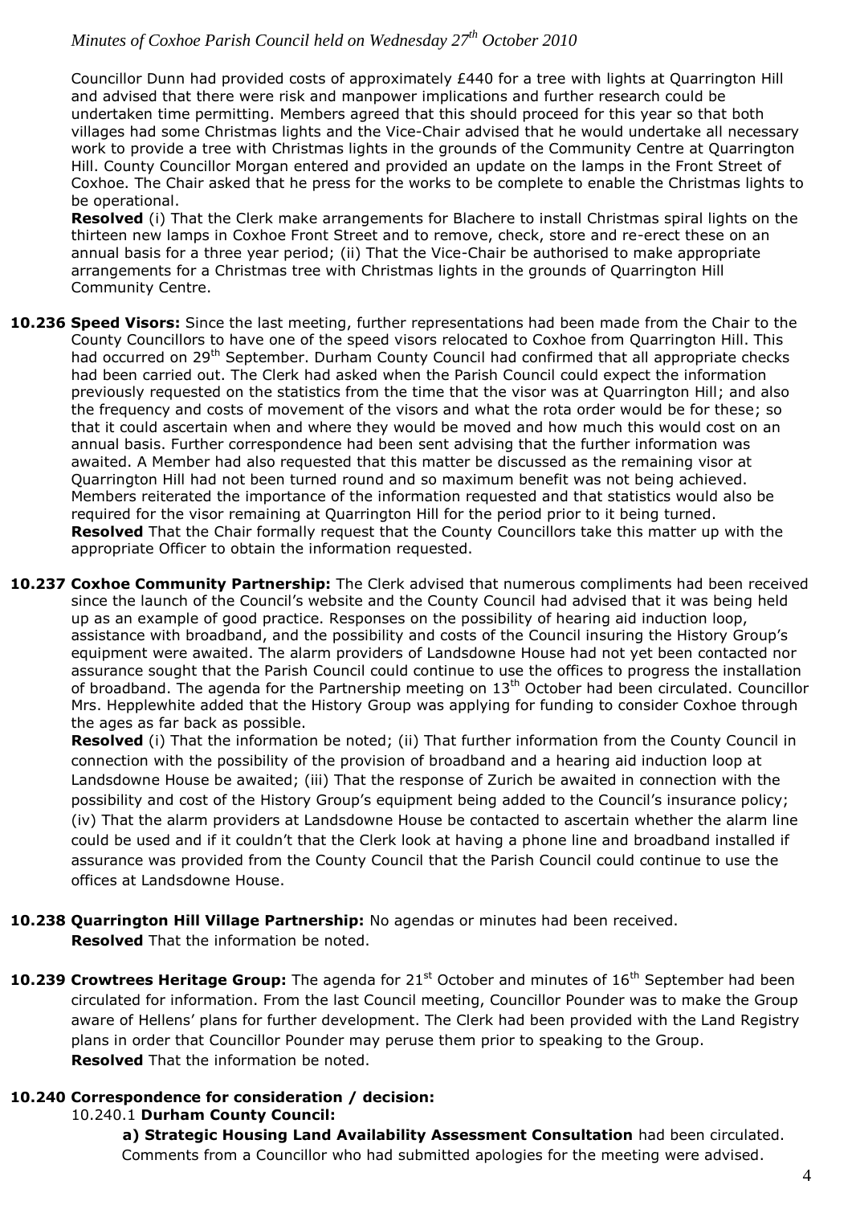Councillor Dunn had provided costs of approximately £440 for a tree with lights at Quarrington Hill and advised that there were risk and manpower implications and further research could be undertaken time permitting. Members agreed that this should proceed for this year so that both villages had some Christmas lights and the Vice-Chair advised that he would undertake all necessary work to provide a tree with Christmas lights in the grounds of the Community Centre at Quarrington Hill. County Councillor Morgan entered and provided an update on the lamps in the Front Street of Coxhoe. The Chair asked that he press for the works to be complete to enable the Christmas lights to be operational.

**Resolved** (i) That the Clerk make arrangements for Blachere to install Christmas spiral lights on the thirteen new lamps in Coxhoe Front Street and to remove, check, store and re-erect these on an annual basis for a three year period; (ii) That the Vice-Chair be authorised to make appropriate arrangements for a Christmas tree with Christmas lights in the grounds of Quarrington Hill Community Centre.

**10.236 Speed Visors:** Since the last meeting, further representations had been made from the Chair to the County Councillors to have one of the speed visors relocated to Coxhoe from Quarrington Hill. This had occurred on 29th September. Durham County Council had confirmed that all appropriate checks had been carried out. The Clerk had asked when the Parish Council could expect the information previously requested on the statistics from the time that the visor was at Quarrington Hill; and also the frequency and costs of movement of the visors and what the rota order would be for these; so that it could ascertain when and where they would be moved and how much this would cost on an annual basis. Further correspondence had been sent advising that the further information was awaited. A Member had also requested that this matter be discussed as the remaining visor at Quarrington Hill had not been turned round and so maximum benefit was not being achieved. Members reiterated the importance of the information requested and that statistics would also be required for the visor remaining at Quarrington Hill for the period prior to it being turned.

**Resolved** That the Chair formally request that the County Councillors take this matter up with the appropriate Officer to obtain the information requested.

**10.237 Coxhoe Community Partnership:** The Clerk advised that numerous compliments had been received since the launch of the Council's website and the County Council had advised that it was being held up as an example of good practice. Responses on the possibility of hearing aid induction loop, assistance with broadband, and the possibility and costs of the Council insuring the History Group's equipment were awaited. The alarm providers of Landsdowne House had not yet been contacted nor assurance sought that the Parish Council could continue to use the offices to progress the installation of broadband. The agenda for the Partnership meeting on 13th October had been circulated. Councillor Mrs. Hepplewhite added that the History Group was applying for funding to consider Coxhoe through the ages as far back as possible.

**Resolved** (i) That the information be noted; (ii) That further information from the County Council in connection with the possibility of the provision of broadband and a hearing aid induction loop at Landsdowne House be awaited; (iii) That the response of Zurich be awaited in connection with the possibility and cost of the History Group's equipment being added to the Council's insurance policy; (iv) That the alarm providers at Landsdowne House be contacted to ascertain whether the alarm line could be used and if it couldn't that the Clerk look at having a phone line and broadband installed if assurance was provided from the County Council that the Parish Council could continue to use the offices at Landsdowne House.

**10.238 Quarrington Hill Village Partnership:** No agendas or minutes had been received.

**Resolved** That the information be noted.

**10.239 Crowtrees Heritage Group:** The agenda for 21st October and minutes of 16th September had been circulated for information. From the last Council meeting, Councillor Pounder was to make the Group aware of Hellens' plans for further development. The Clerk had been provided with the Land Registry plans in order that Councillor Pounder may peruse them prior to speaking to the Group.

**Resolved** That the information be noted.

**10.240 Correspondence for consideration / decision:**

10.240.1 **Durham County Council:**

**a) Strategic Housing Land Availability Assessment Consultation** had been circulated. Comments from a Councillor who had submitted apologies for the meeting were advised.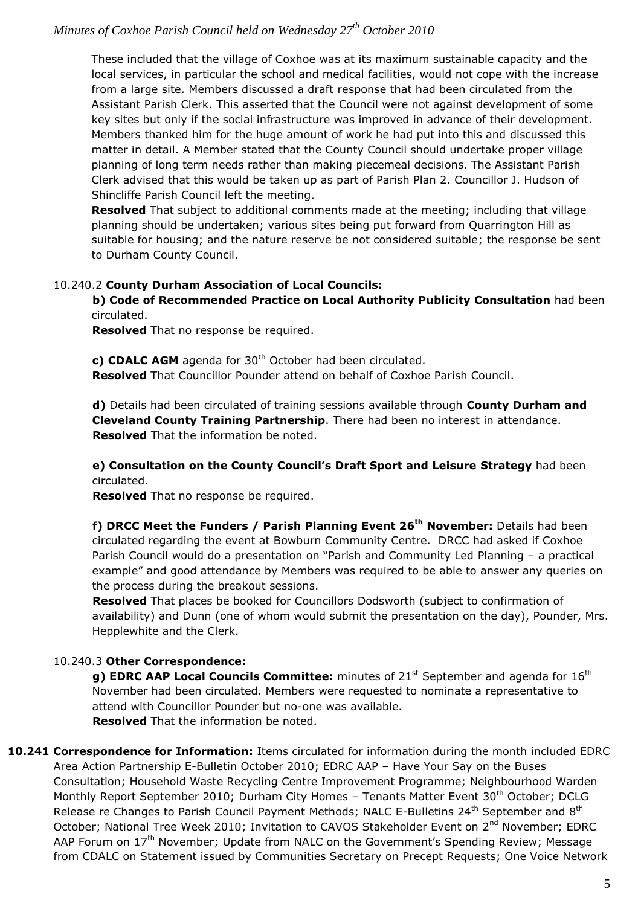These included that the village of Coxhoe was at its maximum sustainable capacity and the local services, in particular the school and medical facilities, would not cope with the increase from a large site. Members discussed a draft response that had been circulated from the Assistant Parish Clerk. This asserted that the Council were not against development of some key sites but only if the social infrastructure was improved in advance of their development. Members thanked him for the huge amount of work he had put into this and discussed this matter in detail. A Member stated that the County Council should undertake proper village planning of long term needs rather than making piecemeal decisions. The Assistant Parish Clerk advised that this would be taken up as part of Parish Plan 2. Councillor J. Hudson of Shincliffe Parish Council left the meeting.

**Resolved** That subject to additional comments made at the meeting; including that village planning should be undertaken; various sites being put forward from Quarrington Hill as suitable for housing; and the nature reserve be not considered suitable; the response be sent to Durham County Council.

10.240.2 **County Durham Association of Local Councils:**

**b) Code of Recommended Practice on Local Authority Publicity Consultation** had been circulated.

**Resolved** That no response be required.

**c) CDALC AGM** agenda for 30th October had been circulated.

**Resolved** That Councillor Pounder attend on behalf of Coxhoe Parish Council.

**d)** Details had been circulated of training sessions available through **County Durham and Cleveland County Training Partnership**. There had been no interest in attendance.

**Resolved** That the information be noted.

**e) Consultation on the County Council's Draft Sport and Leisure Strategy** had been circulated.

**Resolved** That no response be required.

**f) DRCC Meet the Funders / Parish Planning Event 26th November:** Details had been circulated regarding the event at Bowburn Community Centre. DRCC had asked if Coxhoe Parish Council would do a presentation on "Parish and Community Led Planning – a practical example" and good attendance by Members was required to be able to answer any queries on the process during the breakout sessions.

**Resolved** That places be booked for Councillors Dodsworth (subject to confirmation of availability) and Dunn (one of whom would submit the presentation on the day), Pounder, Mrs. Hepplewhite and the Clerk.

10.240.3 **Other Correspondence:**

**g) EDRC AAP Local Councils Committee:** minutes of 21st September and agenda for 16th November had been circulated. Members were requested to nominate a representative to attend with Councillor Pounder but no-one was available.

**Resolved** That the information be noted.

**10.241 Correspondence for Information:** Items circulated for information during the month included EDRC Area Action Partnership E-Bulletin October 2010; EDRC AAP – Have Your Say on the Buses Consultation; Household Waste Recycling Centre Improvement Programme; Neighbourhood Warden Monthly Report September 2010; Durham City Homes – Tenants Matter Event 30th October; DCLG Release re Changes to Parish Council Payment Methods; NALC E-Bulletins 24th September and 8th October; National Tree Week 2010; Invitation to CAVOS Stakeholder Event on 2nd November; EDRC AAP Forum on 17th November; Update from NALC on the Government's Spending Review; Message from CDALC on Statement issued by Communities Secretary on Precept Requests; One Voice Network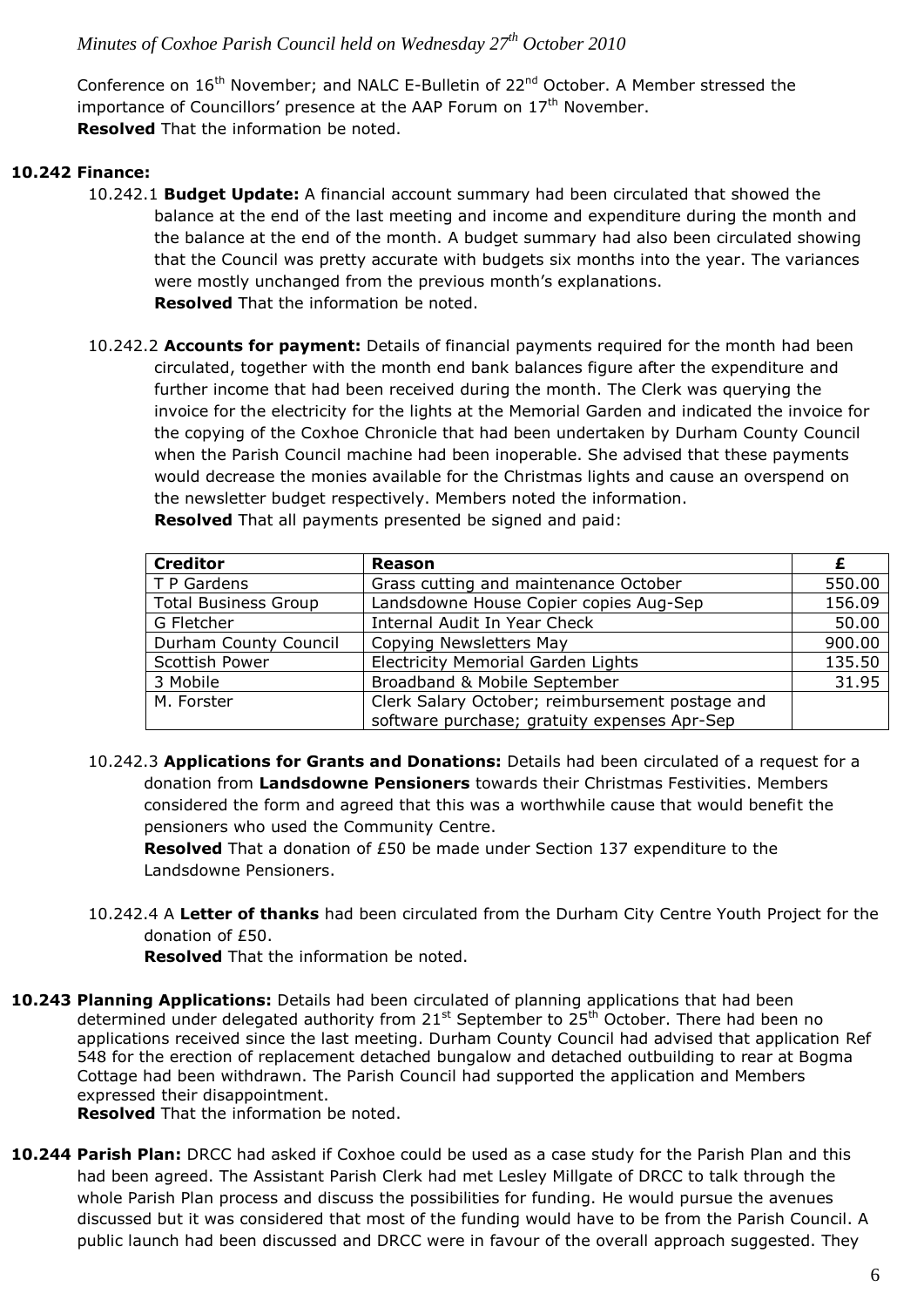Conference on 16th November; and NALC E-Bulletin of 22nd October. A Member stressed the importance of Councillors' presence at the AAP Forum on 17th November.
**Resolved** That the information be noted.

**10.242 Finance:**

10.242.1 **Budget Update:** A financial account summary had been circulated that showed the balance at the end of the last meeting and income and expenditure during the month and the balance at the end of the month. A budget summary had also been circulated showing that the Council was pretty accurate with budgets six months into the year. The variances were mostly unchanged from the previous month's explanations.
**Resolved** That the information be noted.

10.242.2 **Accounts for payment:** Details of financial payments required for the month had been circulated, together with the month end bank balances figure after the expenditure and further income that had been received during the month. The Clerk was querying the invoice for the electricity for the lights at the Memorial Garden and indicated the invoice for the copying of the Coxhoe Chronicle that had been undertaken by Durham County Council when the Parish Council machine had been inoperable. She advised that these payments would decrease the monies available for the Christmas lights and cause an overspend on the newsletter budget respectively. Members noted the information.
**Resolved** That all payments presented be signed and paid:

| Creditor | Reason | £ |
|---|---|---|
| T P Gardens | Grass cutting and maintenance October | 550.00 |
| Total Business Group | Landsdowne House Copier copies Aug-Sep | 156.09 |
| G Fletcher | Internal Audit In Year Check | 50.00 |
| Durham County Council | Copying Newsletters May | 900.00 |
| Scottish Power | Electricity Memorial Garden Lights | 135.50 |
| 3 Mobile | Broadband & Mobile September | 31.95 |
| M. Forster | Clerk Salary October; reimbursement postage and software purchase; gratuity expenses Apr-Sep | |

10.242.3 **Applications for Grants and Donations:** Details had been circulated of a request for a donation from **Landsdowne Pensioners** towards their Christmas Festivities. Members considered the form and agreed that this was a worthwhile cause that would benefit the pensioners who used the Community Centre.
**Resolved** That a donation of £50 be made under Section 137 expenditure to the Landsdowne Pensioners.

10.242.4 A **Letter of thanks** had been circulated from the Durham City Centre Youth Project for the donation of £50.
**Resolved** That the information be noted.

**10.243 Planning Applications:** Details had been circulated of planning applications that had been determined under delegated authority from 21st September to 25th October. There had been no applications received since the last meeting. Durham County Council had advised that application Ref 548 for the erection of replacement detached bungalow and detached outbuilding to rear at Bogma Cottage had been withdrawn. The Parish Council had supported the application and Members expressed their disappointment.
**Resolved** That the information be noted.

**10.244 Parish Plan:** DRCC had asked if Coxhoe could be used as a case study for the Parish Plan and this had been agreed. The Assistant Parish Clerk had met Lesley Millgate of DRCC to talk through the whole Parish Plan process and discuss the possibilities for funding. He would pursue the avenues discussed but it was considered that most of the funding would have to be from the Parish Council. A public launch had been discussed and DRCC were in favour of the overall approach suggested. They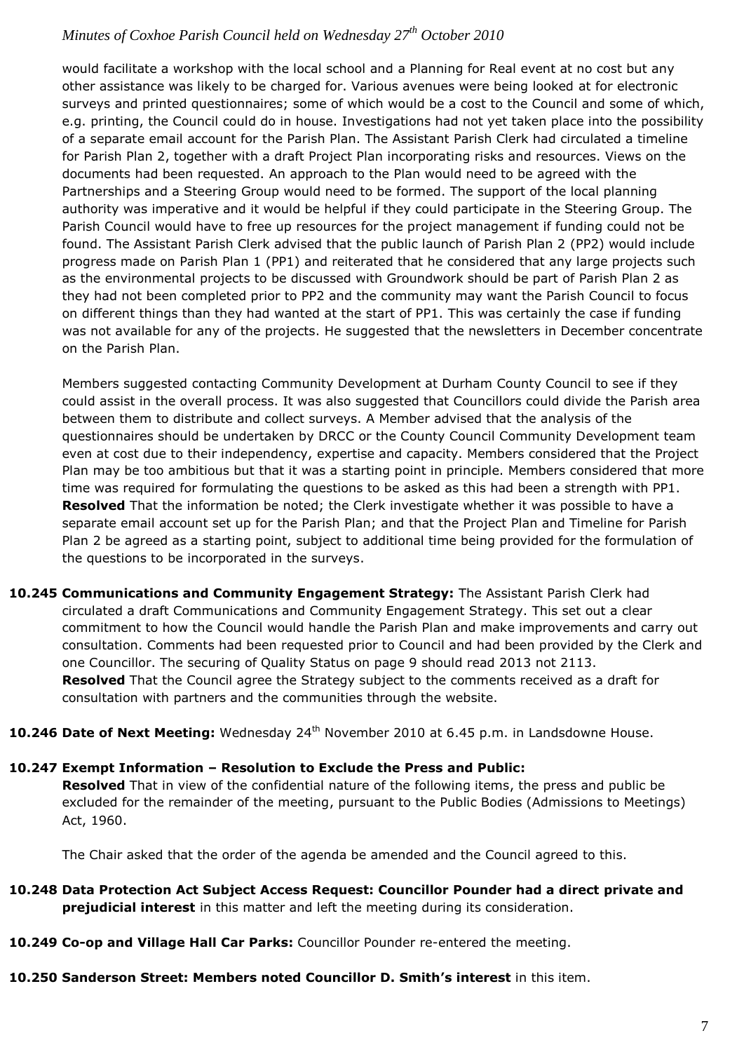would facilitate a workshop with the local school and a Planning for Real event at no cost but any other assistance was likely to be charged for. Various avenues were being looked at for electronic surveys and printed questionnaires; some of which would be a cost to the Council and some of which, e.g. printing, the Council could do in house. Investigations had not yet taken place into the possibility of a separate email account for the Parish Plan. The Assistant Parish Clerk had circulated a timeline for Parish Plan 2, together with a draft Project Plan incorporating risks and resources. Views on the documents had been requested. An approach to the Plan would need to be agreed with the Partnerships and a Steering Group would need to be formed. The support of the local planning authority was imperative and it would be helpful if they could participate in the Steering Group. The Parish Council would have to free up resources for the project management if funding could not be found. The Assistant Parish Clerk advised that the public launch of Parish Plan 2 (PP2) would include progress made on Parish Plan 1 (PP1) and reiterated that he considered that any large projects such as the environmental projects to be discussed with Groundwork should be part of Parish Plan 2 as they had not been completed prior to PP2 and the community may want the Parish Council to focus on different things than they had wanted at the start of PP1. This was certainly the case if funding was not available for any of the projects. He suggested that the newsletters in December concentrate on the Parish Plan.

Members suggested contacting Community Development at Durham County Council to see if they could assist in the overall process. It was also suggested that Councillors could divide the Parish area between them to distribute and collect surveys. A Member advised that the analysis of the questionnaires should be undertaken by DRCC or the County Council Community Development team even at cost due to their independency, expertise and capacity. Members considered that the Project Plan may be too ambitious but that it was a starting point in principle. Members considered that more time was required for formulating the questions to be asked as this had been a strength with PP1. **Resolved** That the information be noted; the Clerk investigate whether it was possible to have a separate email account set up for the Parish Plan; and that the Project Plan and Timeline for Parish Plan 2 be agreed as a starting point, subject to additional time being provided for the formulation of the questions to be incorporated in the surveys.

**10.245 Communications and Community Engagement Strategy:** The Assistant Parish Clerk had circulated a draft Communications and Community Engagement Strategy. This set out a clear commitment to how the Council would handle the Parish Plan and make improvements and carry out consultation. Comments had been requested prior to Council and had been provided by the Clerk and one Councillor. The securing of Quality Status on page 9 should read 2013 not 2113. **Resolved** That the Council agree the Strategy subject to the comments received as a draft for consultation with partners and the communities through the website.

**10.246 Date of Next Meeting:** Wednesday 24th November 2010 at 6.45 p.m. in Landsdowne House.

**10.247 Exempt Information – Resolution to Exclude the Press and Public:**
**Resolved** That in view of the confidential nature of the following items, the press and public be excluded for the remainder of the meeting, pursuant to the Public Bodies (Admissions to Meetings) Act, 1960.

The Chair asked that the order of the agenda be amended and the Council agreed to this.

**10.248 Data Protection Act Subject Access Request: Councillor Pounder had a direct private and prejudicial interest** in this matter and left the meeting during its consideration.

**10.249 Co-op and Village Hall Car Parks:** Councillor Pounder re-entered the meeting.

**10.250 Sanderson Street: Members noted Councillor D. Smith's interest** in this item.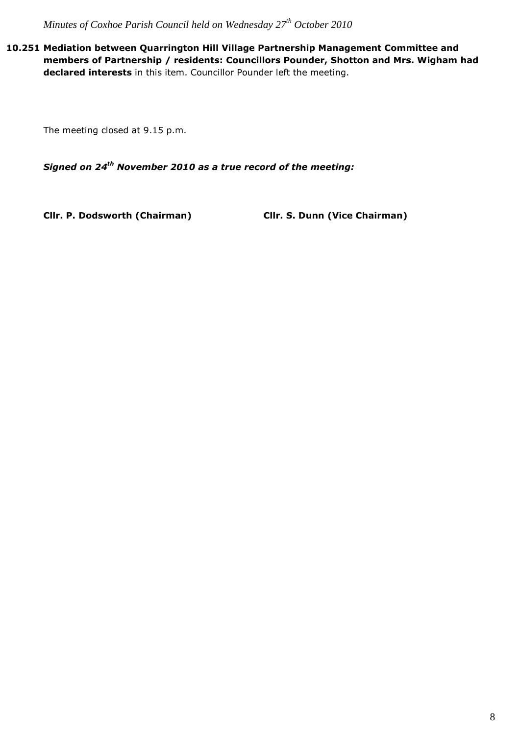**10.251 Mediation between Quarrington Hill Village Partnership Management Committee and members of Partnership / residents: Councillors Pounder, Shotton and Mrs. Wigham had declared interests** in this item. Councillor Pounder left the meeting.

The meeting closed at 9.15 p.m.

***Signed on 24th November 2010 as a true record of the meeting:***

**Cllr. P. Dodsworth (Chairman)** **Cllr. S. Dunn (Vice Chairman)**